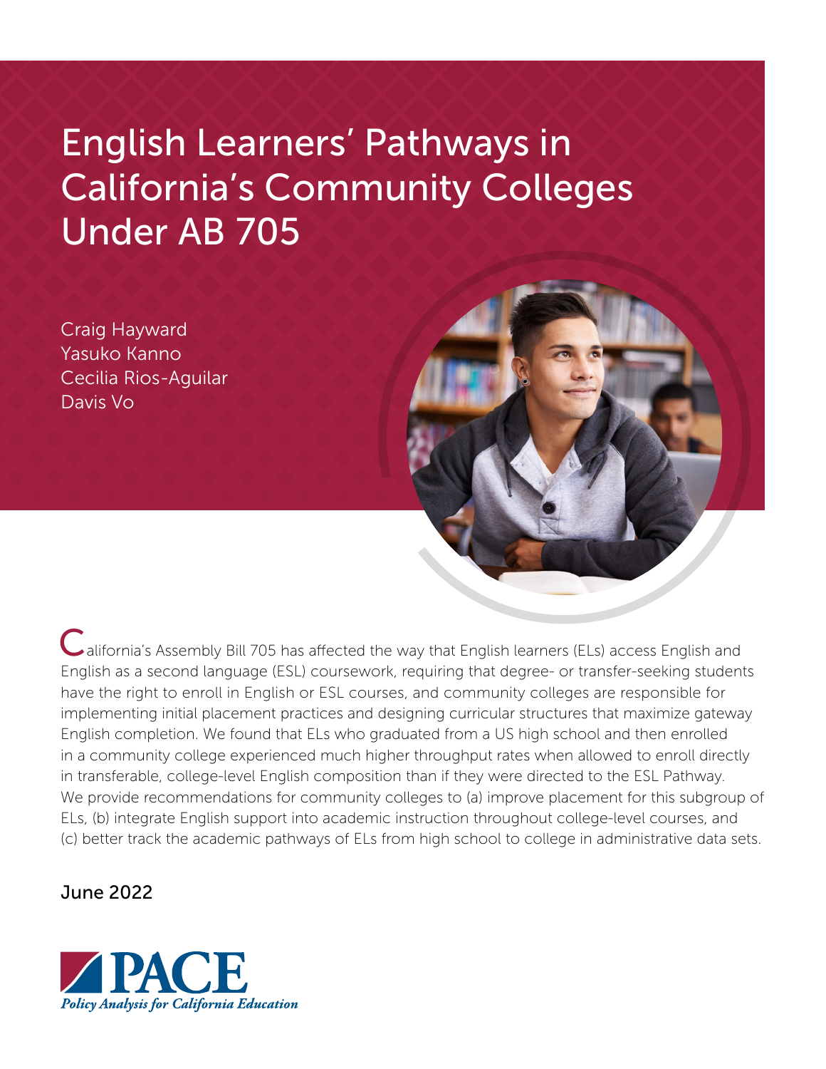# English Learners' Pathways in California's Community Colleges Under AB 705

Craig Hayward
Yasuko Kanno
Cecilia Rios-Aguilar
Davis Vo

California's Assembly Bill 705 has affected the way that English learners (ELs) access English and English as a second language (ESL) coursework, requiring that degree- or transfer-seeking students have the right to enroll in English or ESL courses, and community colleges are responsible for implementing initial placement practices and designing curricular structures that maximize gateway English completion. We found that ELs who graduated from a US high school and then enrolled in a community college experienced much higher throughput rates when allowed to enroll directly in transferable, college-level English composition than if they were directed to the ESL Pathway. We provide recommendations for community colleges to (a) improve placement for this subgroup of ELs, (b) integrate English support into academic instruction throughout college-level courses, and (c) better track the academic pathways of ELs from high school to college in administrative data sets.

June 2022

PACE
*Policy Analysis for California Education*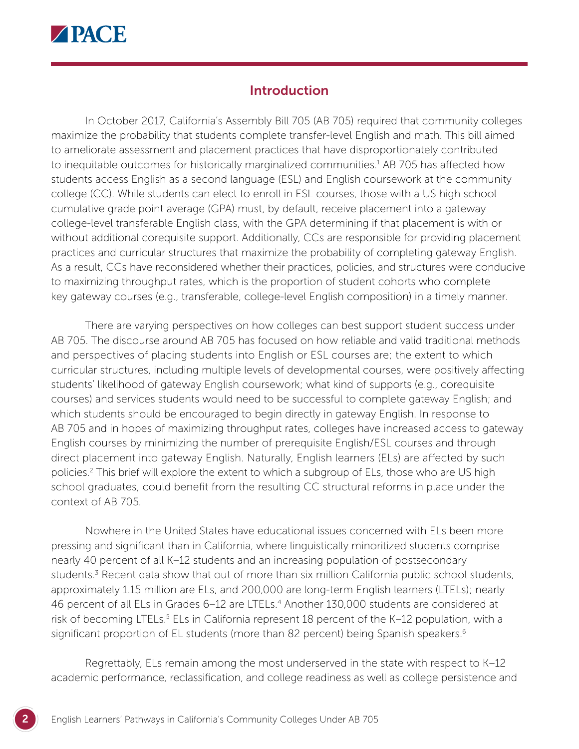## Introduction

In October 2017, California's Assembly Bill 705 (AB 705) required that community colleges maximize the probability that students complete transfer-level English and math. This bill aimed to ameliorate assessment and placement practices that have disproportionately contributed to inequitable outcomes for historically marginalized communities.[1] AB 705 has affected how students access English as a second language (ESL) and English coursework at the community college (CC). While students can elect to enroll in ESL courses, those with a US high school cumulative grade point average (GPA) must, by default, receive placement into a gateway college-level transferable English class, with the GPA determining if that placement is with or without additional corequisite support. Additionally, CCs are responsible for providing placement practices and curricular structures that maximize the probability of completing gateway English. As a result, CCs have reconsidered whether their practices, policies, and structures were conducive to maximizing throughput rates, which is the proportion of student cohorts who complete key gateway courses (e.g., transferable, college-level English composition) in a timely manner.

There are varying perspectives on how colleges can best support student success under AB 705. The discourse around AB 705 has focused on how reliable and valid traditional methods and perspectives of placing students into English or ESL courses are; the extent to which curricular structures, including multiple levels of developmental courses, were positively affecting students' likelihood of gateway English coursework; what kind of supports (e.g., corequisite courses) and services students would need to be successful to complete gateway English; and which students should be encouraged to begin directly in gateway English. In response to AB 705 and in hopes of maximizing throughput rates, colleges have increased access to gateway English courses by minimizing the number of prerequisite English/ESL courses and through direct placement into gateway English. Naturally, English learners (ELs) are affected by such policies.[2] This brief will explore the extent to which a subgroup of ELs, those who are US high school graduates, could benefit from the resulting CC structural reforms in place under the context of AB 705.

Nowhere in the United States have educational issues concerned with ELs been more pressing and significant than in California, where linguistically minoritized students comprise nearly 40 percent of all K–12 students and an increasing population of postsecondary students.[3] Recent data show that out of more than six million California public school students, approximately 1.15 million are ELs, and 200,000 are long-term English learners (LTELs); nearly 46 percent of all ELs in Grades 6–12 are LTELs.[4] Another 130,000 students are considered at risk of becoming LTELs.[5] ELs in California represent 18 percent of the K–12 population, with a significant proportion of EL students (more than 82 percent) being Spanish speakers.[6]

Regrettably, ELs remain among the most underserved in the state with respect to K–12 academic performance, reclassification, and college readiness as well as college persistence and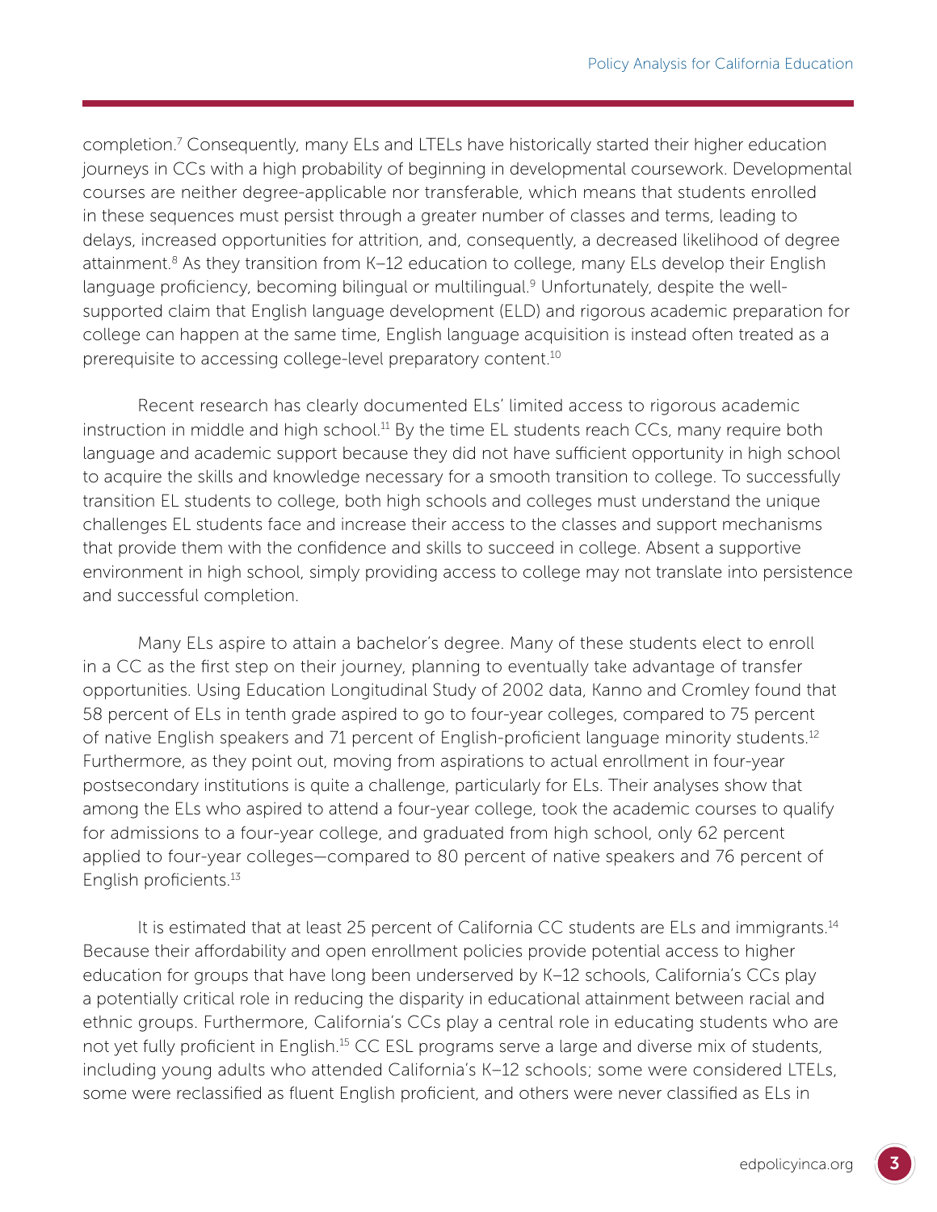completion.[7] Consequently, many ELs and LTELs have historically started their higher education journeys in CCs with a high probability of beginning in developmental coursework. Developmental courses are neither degree-applicable nor transferable, which means that students enrolled in these sequences must persist through a greater number of classes and terms, leading to delays, increased opportunities for attrition, and, consequently, a decreased likelihood of degree attainment.[8] As they transition from K–12 education to college, many ELs develop their English language proficiency, becoming bilingual or multilingual.[9] Unfortunately, despite the well-supported claim that English language development (ELD) and rigorous academic preparation for college can happen at the same time, English language acquisition is instead often treated as a prerequisite to accessing college-level preparatory content.[10]

Recent research has clearly documented ELs' limited access to rigorous academic instruction in middle and high school.[11] By the time EL students reach CCs, many require both language and academic support because they did not have sufficient opportunity in high school to acquire the skills and knowledge necessary for a smooth transition to college. To successfully transition EL students to college, both high schools and colleges must understand the unique challenges EL students face and increase their access to the classes and support mechanisms that provide them with the confidence and skills to succeed in college. Absent a supportive environment in high school, simply providing access to college may not translate into persistence and successful completion.

Many ELs aspire to attain a bachelor's degree. Many of these students elect to enroll in a CC as the first step on their journey, planning to eventually take advantage of transfer opportunities. Using Education Longitudinal Study of 2002 data, Kanno and Cromley found that 58 percent of ELs in tenth grade aspired to go to four-year colleges, compared to 75 percent of native English speakers and 71 percent of English-proficient language minority students.[12] Furthermore, as they point out, moving from aspirations to actual enrollment in four-year postsecondary institutions is quite a challenge, particularly for ELs. Their analyses show that among the ELs who aspired to attend a four-year college, took the academic courses to qualify for admissions to a four-year college, and graduated from high school, only 62 percent applied to four-year colleges—compared to 80 percent of native speakers and 76 percent of English proficients.[13]

It is estimated that at least 25 percent of California CC students are ELs and immigrants.[14] Because their affordability and open enrollment policies provide potential access to higher education for groups that have long been underserved by K–12 schools, California's CCs play a potentially critical role in reducing the disparity in educational attainment between racial and ethnic groups. Furthermore, California's CCs play a central role in educating students who are not yet fully proficient in English.[15] CC ESL programs serve a large and diverse mix of students, including young adults who attended California's K–12 schools; some were considered LTELs, some were reclassified as fluent English proficient, and others were never classified as ELs in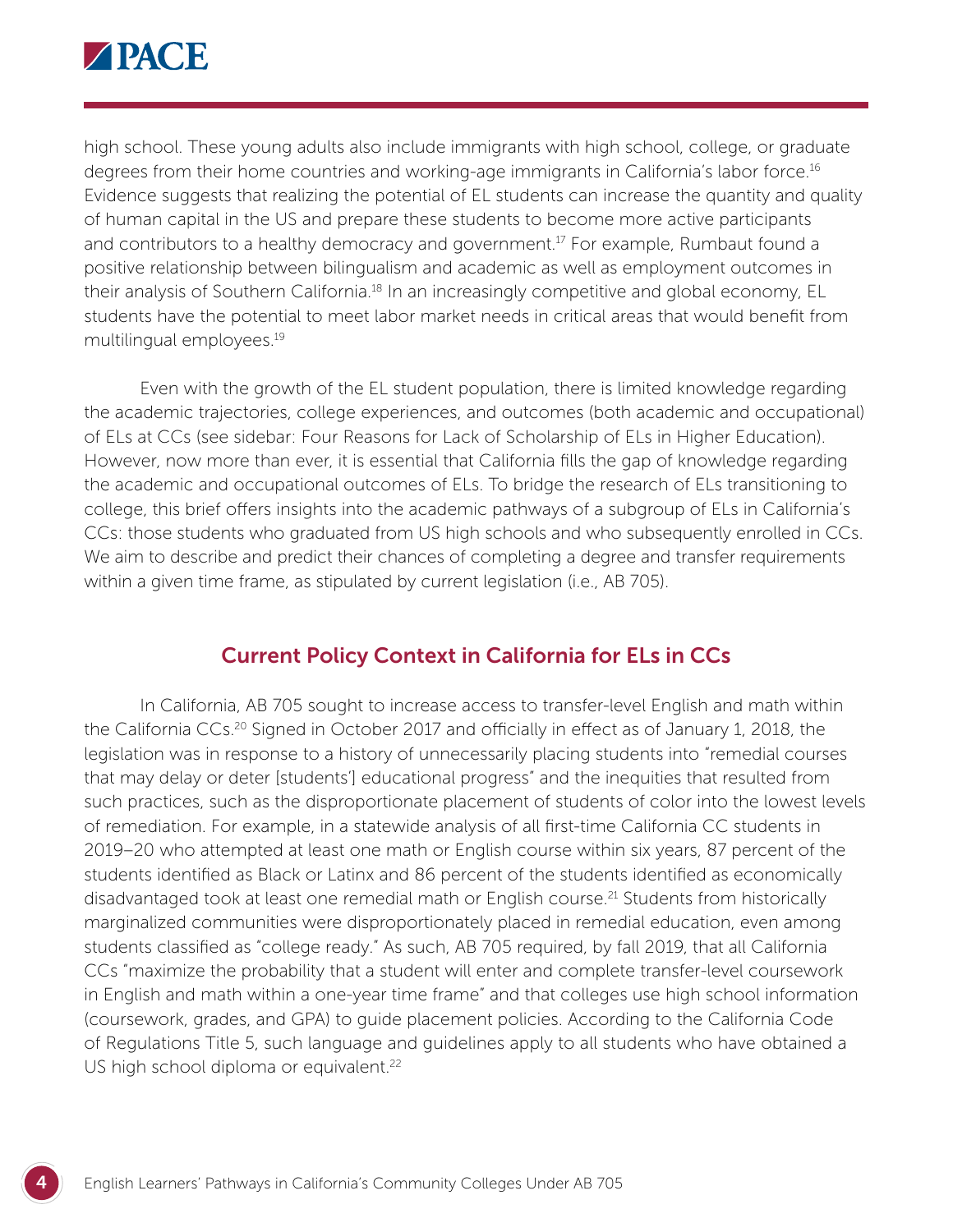high school. These young adults also include immigrants with high school, college, or graduate degrees from their home countries and working-age immigrants in California's labor force.[16] Evidence suggests that realizing the potential of EL students can increase the quantity and quality of human capital in the US and prepare these students to become more active participants and contributors to a healthy democracy and government.[17] For example, Rumbaut found a positive relationship between bilingualism and academic as well as employment outcomes in their analysis of Southern California.[18] In an increasingly competitive and global economy, EL students have the potential to meet labor market needs in critical areas that would benefit from multilingual employees.[19]

Even with the growth of the EL student population, there is limited knowledge regarding the academic trajectories, college experiences, and outcomes (both academic and occupational) of ELs at CCs (see sidebar: Four Reasons for Lack of Scholarship of ELs in Higher Education). However, now more than ever, it is essential that California fills the gap of knowledge regarding the academic and occupational outcomes of ELs. To bridge the research of ELs transitioning to college, this brief offers insights into the academic pathways of a subgroup of ELs in California's CCs: those students who graduated from US high schools and who subsequently enrolled in CCs. We aim to describe and predict their chances of completing a degree and transfer requirements within a given time frame, as stipulated by current legislation (i.e., AB 705).

## Current Policy Context in California for ELs in CCs

In California, AB 705 sought to increase access to transfer-level English and math within the California CCs.[20] Signed in October 2017 and officially in effect as of January 1, 2018, the legislation was in response to a history of unnecessarily placing students into "remedial courses that may delay or deter [students'] educational progress" and the inequities that resulted from such practices, such as the disproportionate placement of students of color into the lowest levels of remediation. For example, in a statewide analysis of all first-time California CC students in 2019–20 who attempted at least one math or English course within six years, 87 percent of the students identified as Black or Latinx and 86 percent of the students identified as economically disadvantaged took at least one remedial math or English course.[21] Students from historically marginalized communities were disproportionately placed in remedial education, even among students classified as "college ready." As such, AB 705 required, by fall 2019, that all California CCs "maximize the probability that a student will enter and complete transfer-level coursework in English and math within a one-year time frame" and that colleges use high school information (coursework, grades, and GPA) to guide placement policies. According to the California Code of Regulations Title 5, such language and guidelines apply to all students who have obtained a US high school diploma or equivalent.[22]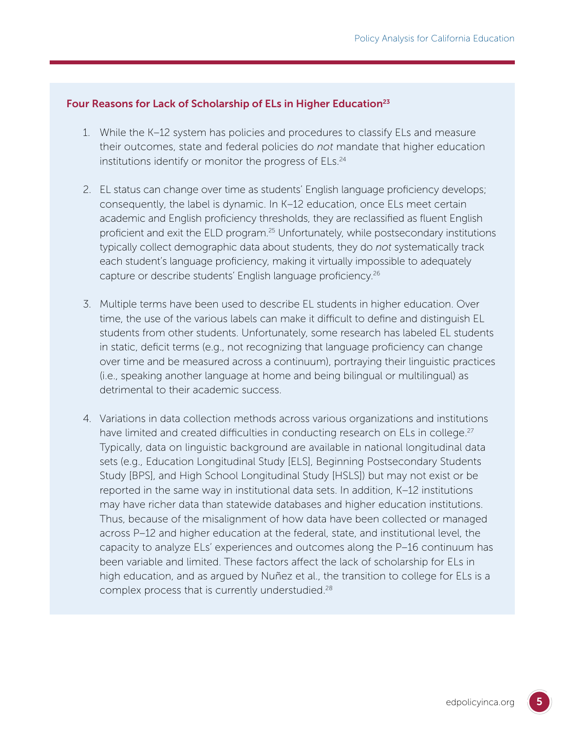### Four Reasons for Lack of Scholarship of ELs in Higher Education[23]

1. While the K–12 system has policies and procedures to classify ELs and measure their outcomes, state and federal policies do *not* mandate that higher education institutions identify or monitor the progress of ELs.[24]

2. EL status can change over time as students' English language proficiency develops; consequently, the label is dynamic. In K–12 education, once ELs meet certain academic and English proficiency thresholds, they are reclassified as fluent English proficient and exit the ELD program.[25] Unfortunately, while postsecondary institutions typically collect demographic data about students, they do *not* systematically track each student's language proficiency, making it virtually impossible to adequately capture or describe students' English language proficiency.[26]

3. Multiple terms have been used to describe EL students in higher education. Over time, the use of the various labels can make it difficult to define and distinguish EL students from other students. Unfortunately, some research has labeled EL students in static, deficit terms (e.g., not recognizing that language proficiency can change over time and be measured across a continuum), portraying their linguistic practices (i.e., speaking another language at home and being bilingual or multilingual) as detrimental to their academic success.

4. Variations in data collection methods across various organizations and institutions have limited and created difficulties in conducting research on ELs in college.[27] Typically, data on linguistic background are available in national longitudinal data sets (e.g., Education Longitudinal Study [ELS], Beginning Postsecondary Students Study [BPS], and High School Longitudinal Study [HSLS]) but may not exist or be reported in the same way in institutional data sets. In addition, K–12 institutions may have richer data than statewide databases and higher education institutions. Thus, because of the misalignment of how data have been collected or managed across P–12 and higher education at the federal, state, and institutional level, the capacity to analyze ELs' experiences and outcomes along the P–16 continuum has been variable and limited. These factors affect the lack of scholarship for ELs in high education, and as argued by Nuñez et al., the transition to college for ELs is a complex process that is currently understudied.[28]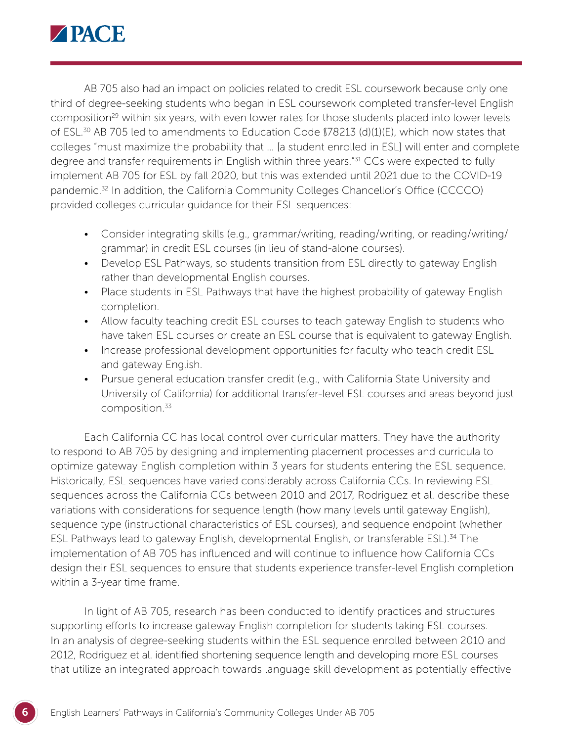AB 705 also had an impact on policies related to credit ESL coursework because only one third of degree-seeking students who began in ESL coursework completed transfer-level English composition[29] within six years, with even lower rates for those students placed into lower levels of ESL.[30] AB 705 led to amendments to Education Code §78213 (d)(1)(E), which now states that colleges "must maximize the probability that ... [a student enrolled in ESL] will enter and complete degree and transfer requirements in English within three years."[31] CCs were expected to fully implement AB 705 for ESL by fall 2020, but this was extended until 2021 due to the COVID-19 pandemic.[32] In addition, the California Community Colleges Chancellor's Office (CCCCO) provided colleges curricular guidance for their ESL sequences:

- Consider integrating skills (e.g., grammar/writing, reading/writing, or reading/writing/grammar) in credit ESL courses (in lieu of stand-alone courses).
- Develop ESL Pathways, so students transition from ESL directly to gateway English rather than developmental English courses.
- Place students in ESL Pathways that have the highest probability of gateway English completion.
- Allow faculty teaching credit ESL courses to teach gateway English to students who have taken ESL courses or create an ESL course that is equivalent to gateway English.
- Increase professional development opportunities for faculty who teach credit ESL and gateway English.
- Pursue general education transfer credit (e.g., with California State University and University of California) for additional transfer-level ESL courses and areas beyond just composition.[33]

Each California CC has local control over curricular matters. They have the authority to respond to AB 705 by designing and implementing placement processes and curricula to optimize gateway English completion within 3 years for students entering the ESL sequence. Historically, ESL sequences have varied considerably across California CCs. In reviewing ESL sequences across the California CCs between 2010 and 2017, Rodriguez et al. describe these variations with considerations for sequence length (how many levels until gateway English), sequence type (instructional characteristics of ESL courses), and sequence endpoint (whether ESL Pathways lead to gateway English, developmental English, or transferable ESL).[34] The implementation of AB 705 has influenced and will continue to influence how California CCs design their ESL sequences to ensure that students experience transfer-level English completion within a 3-year time frame.

In light of AB 705, research has been conducted to identify practices and structures supporting efforts to increase gateway English completion for students taking ESL courses. In an analysis of degree-seeking students within the ESL sequence enrolled between 2010 and 2012, Rodriguez et al. identified shortening sequence length and developing more ESL courses that utilize an integrated approach towards language skill development as potentially effective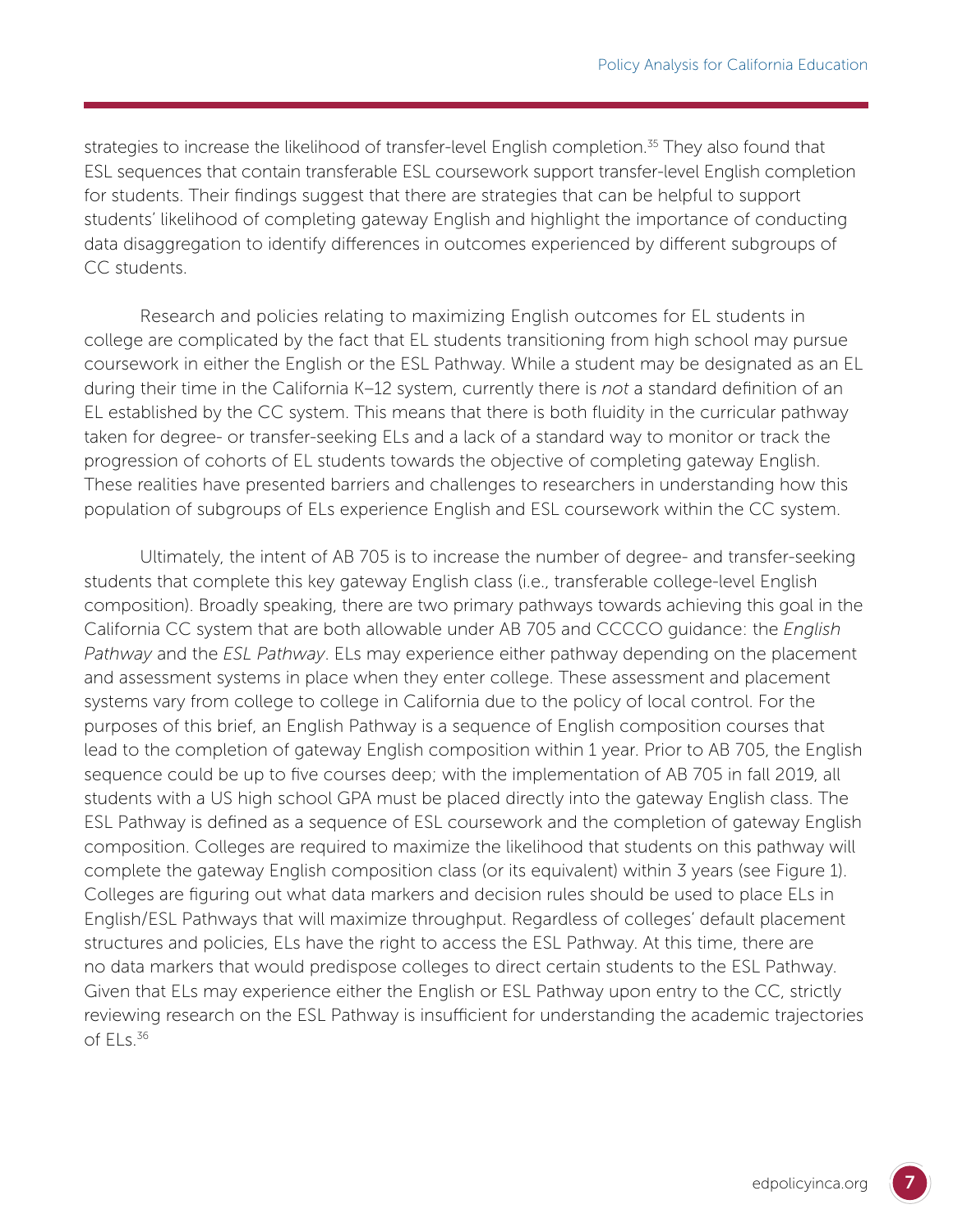strategies to increase the likelihood of transfer-level English completion.[35] They also found that ESL sequences that contain transferable ESL coursework support transfer-level English completion for students. Their findings suggest that there are strategies that can be helpful to support students' likelihood of completing gateway English and highlight the importance of conducting data disaggregation to identify differences in outcomes experienced by different subgroups of CC students.

Research and policies relating to maximizing English outcomes for EL students in college are complicated by the fact that EL students transitioning from high school may pursue coursework in either the English or the ESL Pathway. While a student may be designated as an EL during their time in the California K–12 system, currently there is *not* a standard definition of an EL established by the CC system. This means that there is both fluidity in the curricular pathway taken for degree- or transfer-seeking ELs and a lack of a standard way to monitor or track the progression of cohorts of EL students towards the objective of completing gateway English. These realities have presented barriers and challenges to researchers in understanding how this population of subgroups of ELs experience English and ESL coursework within the CC system.

Ultimately, the intent of AB 705 is to increase the number of degree- and transfer-seeking students that complete this key gateway English class (i.e., transferable college-level English composition). Broadly speaking, there are two primary pathways towards achieving this goal in the California CC system that are both allowable under AB 705 and CCCCO guidance: the *English Pathway* and the *ESL Pathway*. ELs may experience either pathway depending on the placement and assessment systems in place when they enter college. These assessment and placement systems vary from college to college in California due to the policy of local control. For the purposes of this brief, an English Pathway is a sequence of English composition courses that lead to the completion of gateway English composition within 1 year. Prior to AB 705, the English sequence could be up to five courses deep; with the implementation of AB 705 in fall 2019, all students with a US high school GPA must be placed directly into the gateway English class. The ESL Pathway is defined as a sequence of ESL coursework and the completion of gateway English composition. Colleges are required to maximize the likelihood that students on this pathway will complete the gateway English composition class (or its equivalent) within 3 years (see Figure 1). Colleges are figuring out what data markers and decision rules should be used to place ELs in English/ESL Pathways that will maximize throughput. Regardless of colleges' default placement structures and policies, ELs have the right to access the ESL Pathway. At this time, there are no data markers that would predispose colleges to direct certain students to the ESL Pathway. Given that ELs may experience either the English or ESL Pathway upon entry to the CC, strictly reviewing research on the ESL Pathway is insufficient for understanding the academic trajectories of ELs.[36]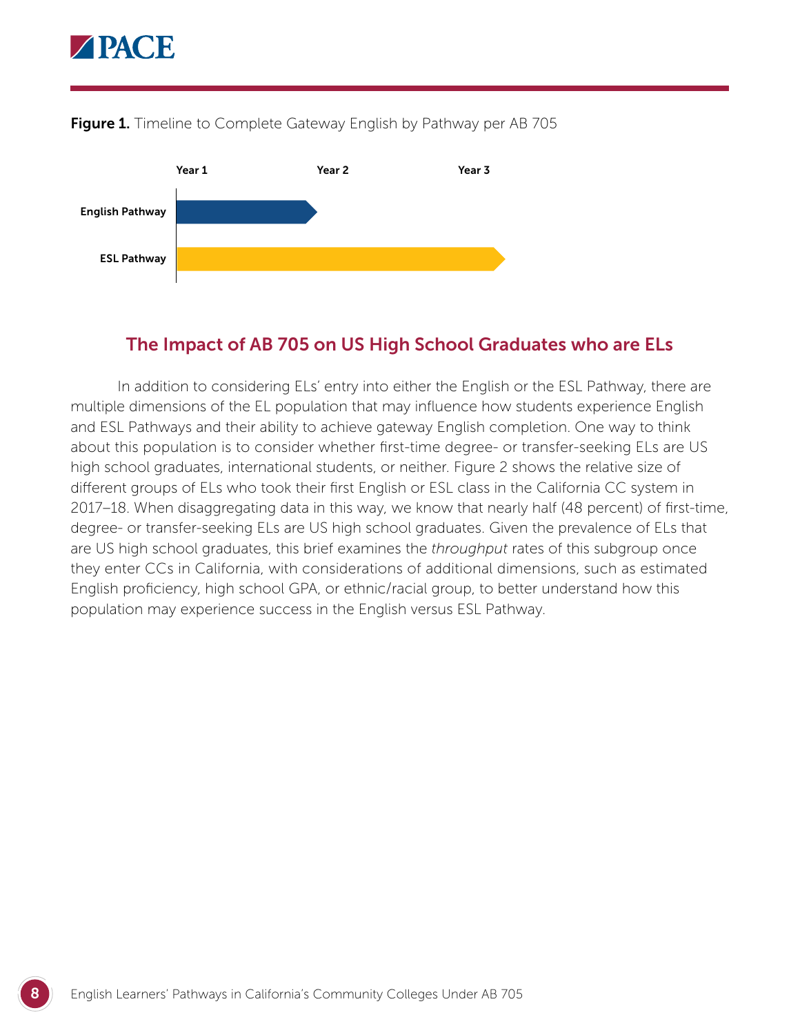**Figure 1.** Timeline to Complete Gateway English by Pathway per AB 705

Year 1
Year 2
Year 3
English Pathway
ESL Pathway

## The Impact of AB 705 on US High School Graduates who are ELs

In addition to considering ELs' entry into either the English or the ESL Pathway, there are multiple dimensions of the EL population that may influence how students experience English and ESL Pathways and their ability to achieve gateway English completion. One way to think about this population is to consider whether first-time degree- or transfer-seeking ELs are US high school graduates, international students, or neither. Figure 2 shows the relative size of different groups of ELs who took their first English or ESL class in the California CC system in 2017–18. When disaggregating data in this way, we know that nearly half (48 percent) of first-time, degree- or transfer-seeking ELs are US high school graduates. Given the prevalence of ELs that are US high school graduates, this brief examines the *throughput* rates of this subgroup once they enter CCs in California, with considerations of additional dimensions, such as estimated English proficiency, high school GPA, or ethnic/racial group, to better understand how this population may experience success in the English versus ESL Pathway.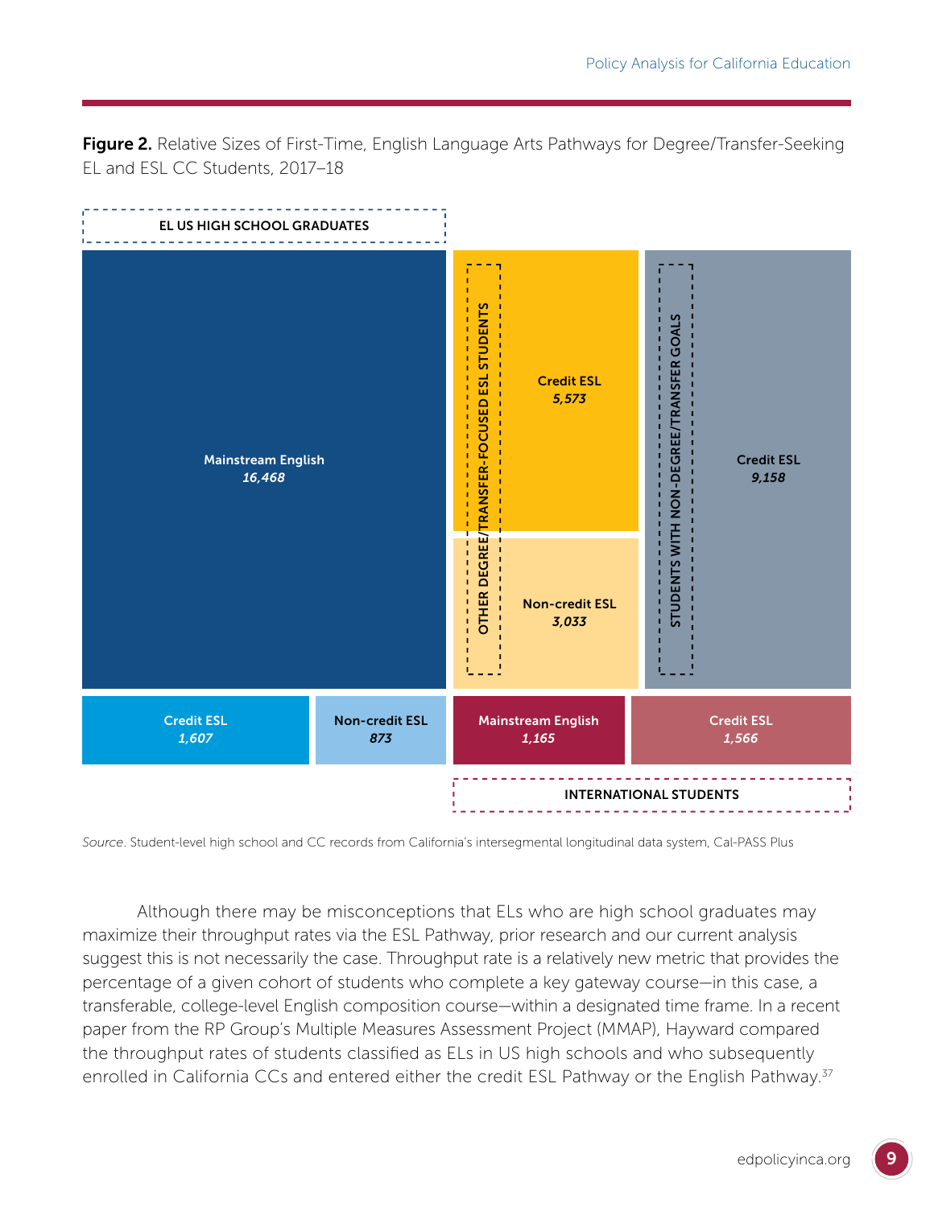**Figure 2.** Relative Sizes of First-Time, English Language Arts Pathways for Degree/Transfer-Seeking EL and ESL CC Students, 2017–18

EL US HIGH SCHOOL GRADUATES

Mainstream English *16,468*

Credit ESL *1,607*

Non-credit ESL *873*

OTHER DEGREE/TRANSFER-FOCUSED ESL STUDENTS

Credit ESL *5,573*

Non-credit ESL *3,033*

STUDENTS WITH NON-DEGREE/TRANSFER GOALS

Credit ESL *9,158*

INTERNATIONAL STUDENTS

Mainstream English *1,165*

Credit ESL *1,566*

*Source*. Student-level high school and CC records from California's intersegmental longitudinal data system, Cal-PASS Plus

Although there may be misconceptions that ELs who are high school graduates may maximize their throughput rates via the ESL Pathway, prior research and our current analysis suggest this is not necessarily the case. Throughput rate is a relatively new metric that provides the percentage of a given cohort of students who complete a key gateway course—in this case, a transferable, college-level English composition course—within a designated time frame. In a recent paper from the RP Group's Multiple Measures Assessment Project (MMAP), Hayward compared the throughput rates of students classified as ELs in US high schools and who subsequently enrolled in California CCs and entered either the credit ESL Pathway or the English Pathway.[37]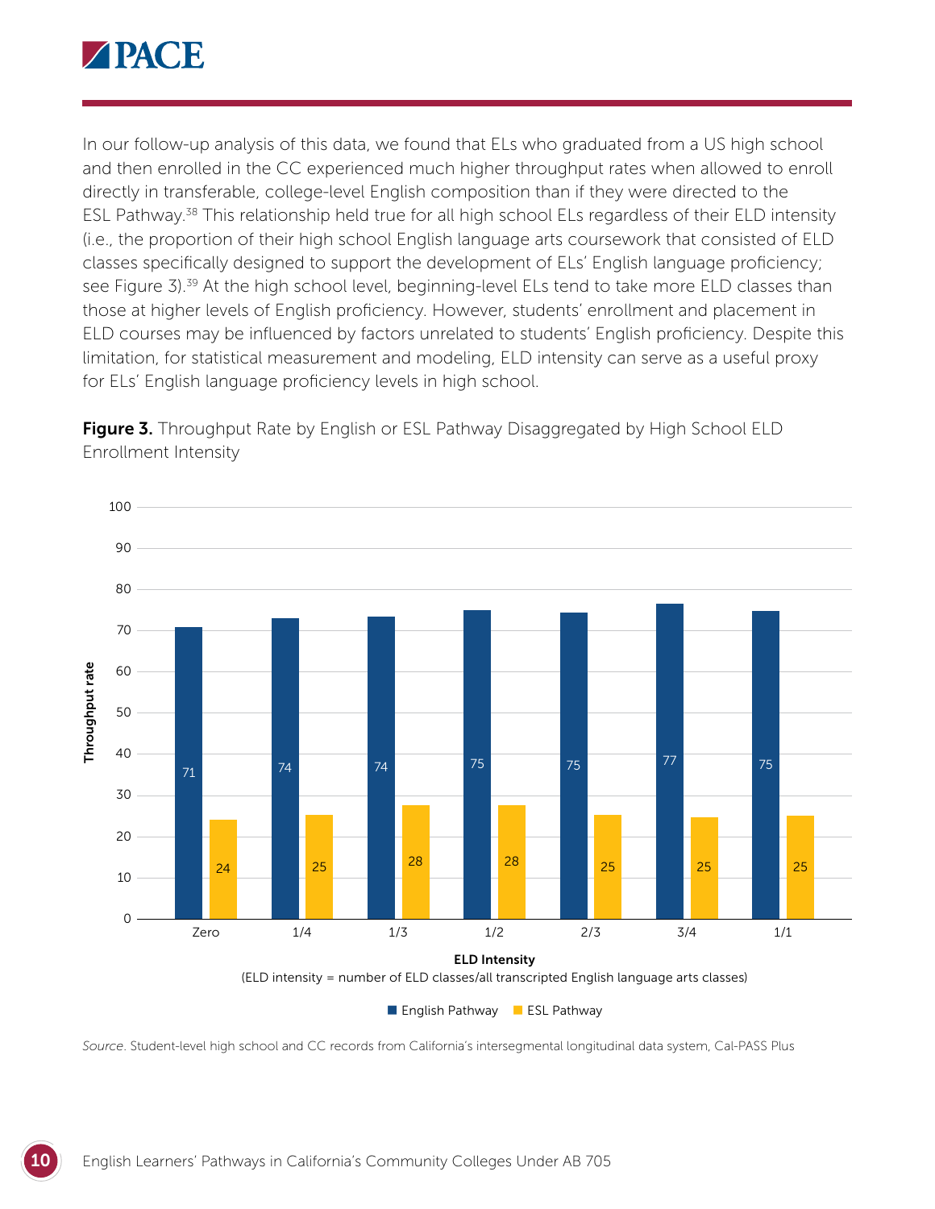In our follow-up analysis of this data, we found that ELs who graduated from a US high school and then enrolled in the CC experienced much higher throughput rates when allowed to enroll directly in transferable, college-level English composition than if they were directed to the ESL Pathway.[38] This relationship held true for all high school ELs regardless of their ELD intensity (i.e., the proportion of their high school English language arts coursework that consisted of ELD classes specifically designed to support the development of ELs' English language proficiency; see Figure 3).[39] At the high school level, beginning-level ELs tend to take more ELD classes than those at higher levels of English proficiency. However, students' enrollment and placement in ELD courses may be influenced by factors unrelated to students' English proficiency. Despite this limitation, for statistical measurement and modeling, ELD intensity can serve as a useful proxy for ELs' English language proficiency levels in high school.

**Figure 3.** Throughput Rate by English or ESL Pathway Disaggregated by High School ELD Enrollment Intensity

Throughput rate

100
90
80
70
60
50
40
30
20
10
0

Zero: 71, 24
1/4: 74, 25
1/3: 74, 28
1/2: 75, 28
2/3: 75, 25
3/4: 77, 25
1/1: 75, 25

**ELD Intensity**
(ELD intensity = number of ELD classes/all transcripted English language arts classes)

English Pathway   ESL Pathway

*Source*. Student-level high school and CC records from California's intersegmental longitudinal data system, Cal-PASS Plus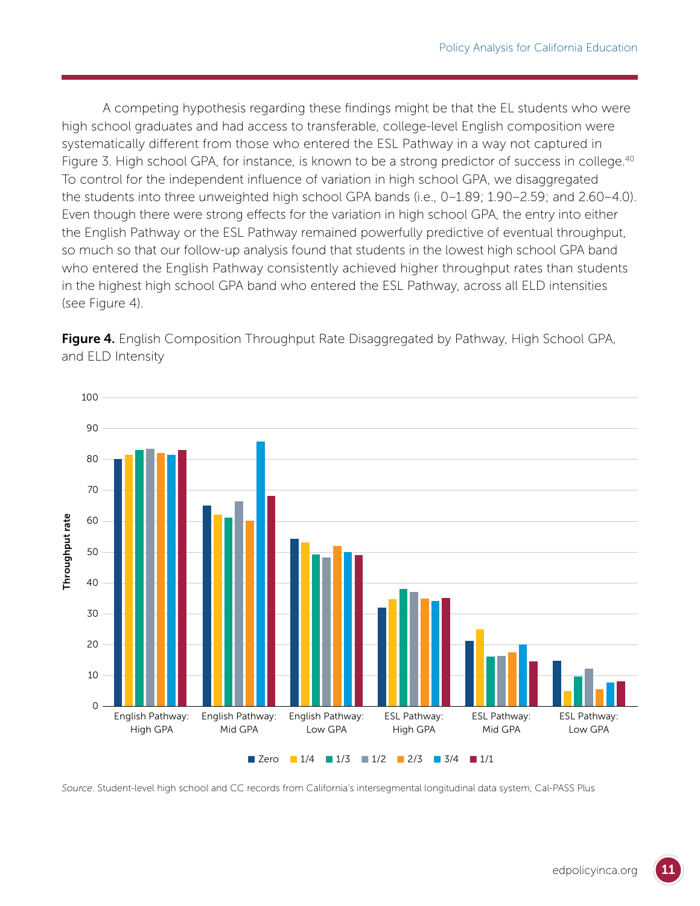A competing hypothesis regarding these findings might be that the EL students who were high school graduates and had access to transferable, college-level English composition were systematically different from those who entered the ESL Pathway in a way not captured in Figure 3. High school GPA, for instance, is known to be a strong predictor of success in college.[40] To control for the independent influence of variation in high school GPA, we disaggregated the students into three unweighted high school GPA bands (i.e., 0–1.89; 1.90–2.59; and 2.60–4.0). Even though there were strong effects for the variation in high school GPA, the entry into either the English Pathway or the ESL Pathway remained powerfully predictive of eventual throughput, so much so that our follow-up analysis found that students in the lowest high school GPA band who entered the English Pathway consistently achieved higher throughput rates than students in the highest high school GPA band who entered the ESL Pathway, across all ELD intensities (see Figure 4).

**Figure 4.** English Composition Throughput Rate Disaggregated by Pathway, High School GPA, and ELD Intensity

Throughput rate

100
90
80
70
60
50
40
30
20
10
0

English Pathway: High GPA
English Pathway: Mid GPA
English Pathway: Low GPA
ESL Pathway: High GPA
ESL Pathway: Mid GPA
ESL Pathway: Low GPA

Zero
1/4
1/3
1/2
2/3
3/4
1/1

*Source*. Student-level high school and CC records from California's intersegmental longitudinal data system, Cal-PASS Plus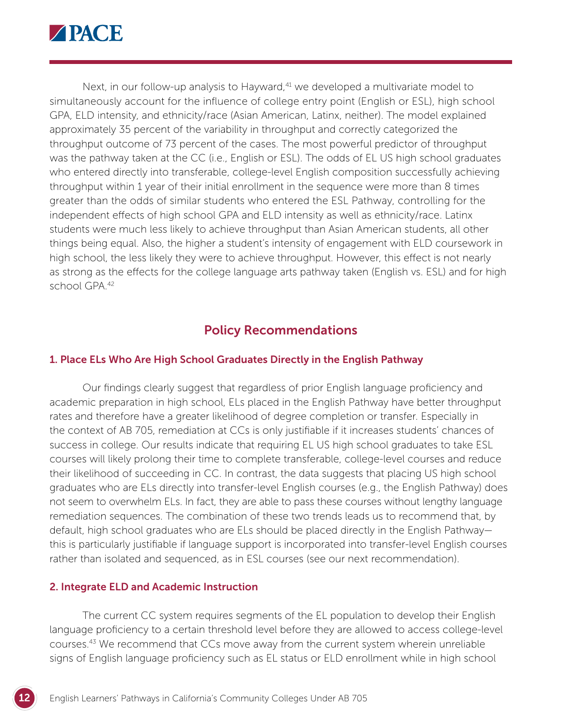Next, in our follow-up analysis to Hayward,[41] we developed a multivariate model to simultaneously account for the influence of college entry point (English or ESL), high school GPA, ELD intensity, and ethnicity/race (Asian American, Latinx, neither). The model explained approximately 35 percent of the variability in throughput and correctly categorized the throughput outcome of 73 percent of the cases. The most powerful predictor of throughput was the pathway taken at the CC (i.e., English or ESL). The odds of EL US high school graduates who entered directly into transferable, college-level English composition successfully achieving throughput within 1 year of their initial enrollment in the sequence were more than 8 times greater than the odds of similar students who entered the ESL Pathway, controlling for the independent effects of high school GPA and ELD intensity as well as ethnicity/race. Latinx students were much less likely to achieve throughput than Asian American students, all other things being equal. Also, the higher a student's intensity of engagement with ELD coursework in high school, the less likely they were to achieve throughput. However, this effect is not nearly as strong as the effects for the college language arts pathway taken (English vs. ESL) and for high school GPA.[42]

## Policy Recommendations

### 1. Place ELs Who Are High School Graduates Directly in the English Pathway

Our findings clearly suggest that regardless of prior English language proficiency and academic preparation in high school, ELs placed in the English Pathway have better throughput rates and therefore have a greater likelihood of degree completion or transfer. Especially in the context of AB 705, remediation at CCs is only justifiable if it increases students' chances of success in college. Our results indicate that requiring EL US high school graduates to take ESL courses will likely prolong their time to complete transferable, college-level courses and reduce their likelihood of succeeding in CC. In contrast, the data suggests that placing US high school graduates who are ELs directly into transfer-level English courses (e.g., the English Pathway) does not seem to overwhelm ELs. In fact, they are able to pass these courses without lengthy language remediation sequences. The combination of these two trends leads us to recommend that, by default, high school graduates who are ELs should be placed directly in the English Pathway—this is particularly justifiable if language support is incorporated into transfer-level English courses rather than isolated and sequenced, as in ESL courses (see our next recommendation).

### 2. Integrate ELD and Academic Instruction

The current CC system requires segments of the EL population to develop their English language proficiency to a certain threshold level before they are allowed to access college-level courses.[43] We recommend that CCs move away from the current system wherein unreliable signs of English language proficiency such as EL status or ELD enrollment while in high school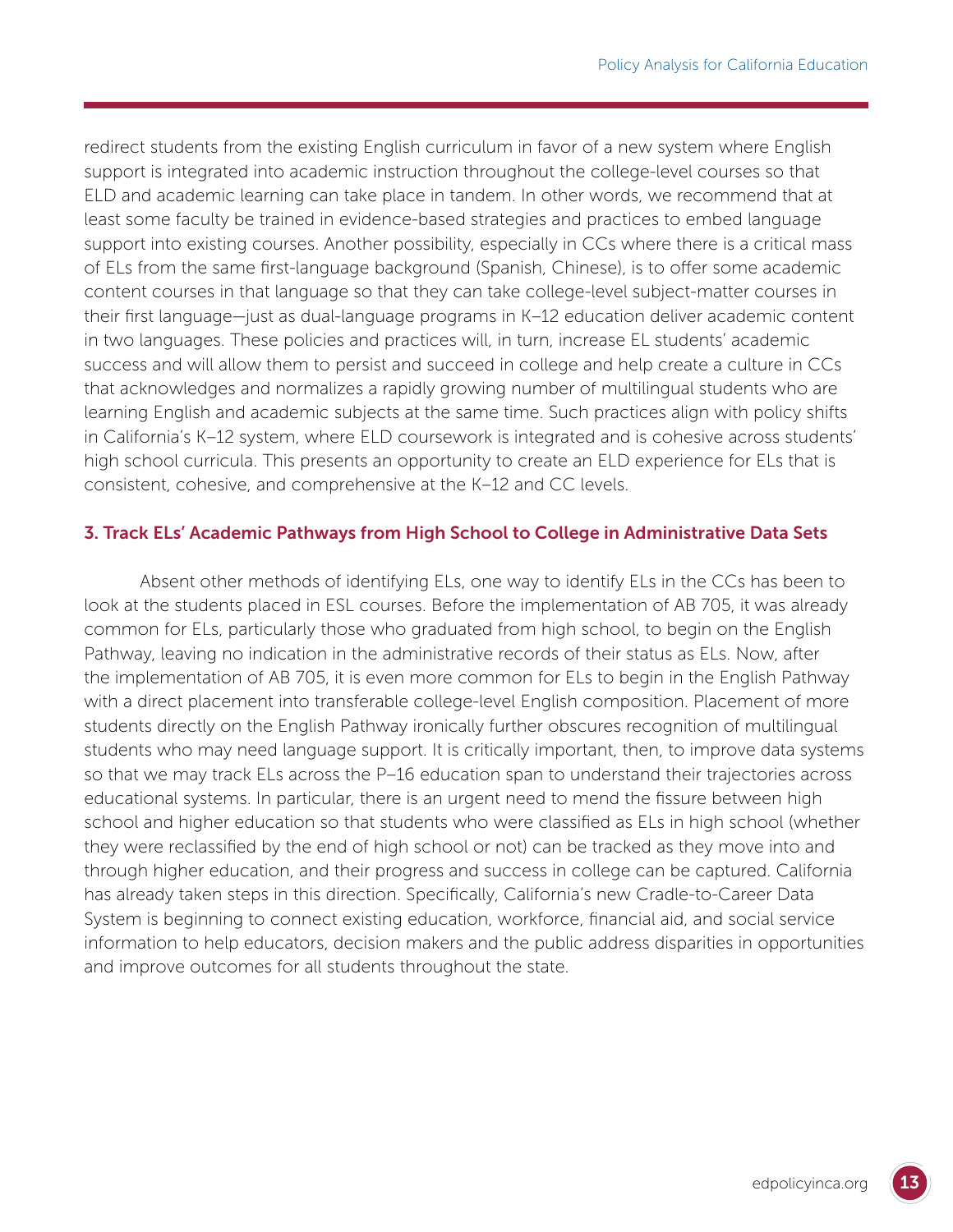redirect students from the existing English curriculum in favor of a new system where English support is integrated into academic instruction throughout the college-level courses so that ELD and academic learning can take place in tandem. In other words, we recommend that at least some faculty be trained in evidence-based strategies and practices to embed language support into existing courses. Another possibility, especially in CCs where there is a critical mass of ELs from the same first-language background (Spanish, Chinese), is to offer some academic content courses in that language so that they can take college-level subject-matter courses in their first language—just as dual-language programs in K–12 education deliver academic content in two languages. These policies and practices will, in turn, increase EL students' academic success and will allow them to persist and succeed in college and help create a culture in CCs that acknowledges and normalizes a rapidly growing number of multilingual students who are learning English and academic subjects at the same time. Such practices align with policy shifts in California's K–12 system, where ELD coursework is integrated and is cohesive across students' high school curricula. This presents an opportunity to create an ELD experience for ELs that is consistent, cohesive, and comprehensive at the K–12 and CC levels.

### 3. Track ELs' Academic Pathways from High School to College in Administrative Data Sets

Absent other methods of identifying ELs, one way to identify ELs in the CCs has been to look at the students placed in ESL courses. Before the implementation of AB 705, it was already common for ELs, particularly those who graduated from high school, to begin on the English Pathway, leaving no indication in the administrative records of their status as ELs. Now, after the implementation of AB 705, it is even more common for ELs to begin in the English Pathway with a direct placement into transferable college-level English composition. Placement of more students directly on the English Pathway ironically further obscures recognition of multilingual students who may need language support. It is critically important, then, to improve data systems so that we may track ELs across the P–16 education span to understand their trajectories across educational systems. In particular, there is an urgent need to mend the fissure between high school and higher education so that students who were classified as ELs in high school (whether they were reclassified by the end of high school or not) can be tracked as they move into and through higher education, and their progress and success in college can be captured. California has already taken steps in this direction. Specifically, California's new Cradle-to-Career Data System is beginning to connect existing education, workforce, financial aid, and social service information to help educators, decision makers and the public address disparities in opportunities and improve outcomes for all students throughout the state.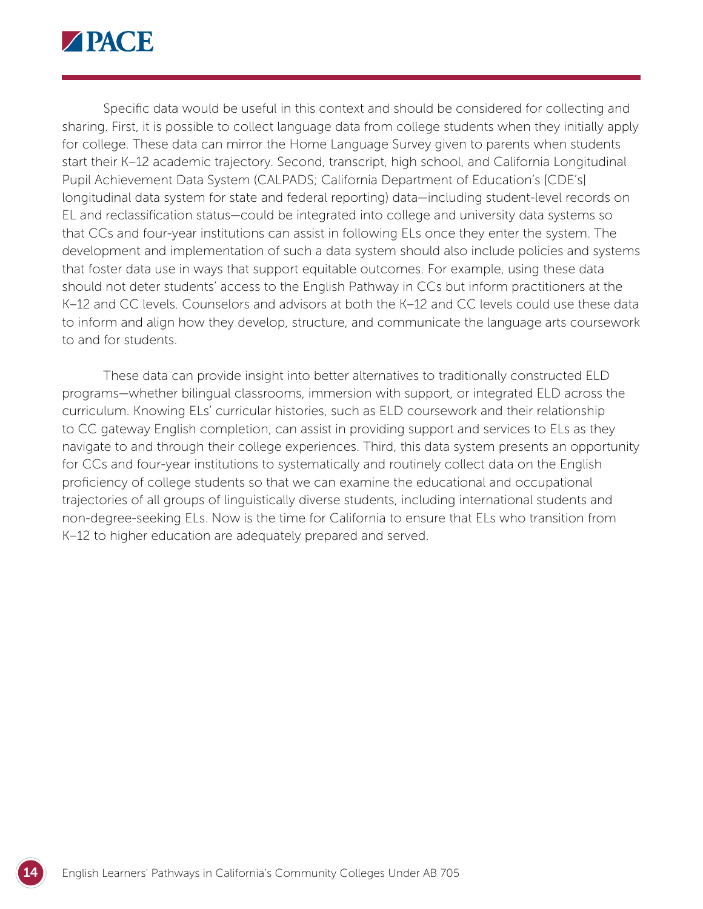Specific data would be useful in this context and should be considered for collecting and sharing. First, it is possible to collect language data from college students when they initially apply for college. These data can mirror the Home Language Survey given to parents when students start their K–12 academic trajectory. Second, transcript, high school, and California Longitudinal Pupil Achievement Data System (CALPADS; California Department of Education's [CDE's] longitudinal data system for state and federal reporting) data—including student-level records on EL and reclassification status—could be integrated into college and university data systems so that CCs and four-year institutions can assist in following ELs once they enter the system. The development and implementation of such a data system should also include policies and systems that foster data use in ways that support equitable outcomes. For example, using these data should not deter students' access to the English Pathway in CCs but inform practitioners at the K–12 and CC levels. Counselors and advisors at both the K–12 and CC levels could use these data to inform and align how they develop, structure, and communicate the language arts coursework to and for students.

These data can provide insight into better alternatives to traditionally constructed ELD programs—whether bilingual classrooms, immersion with support, or integrated ELD across the curriculum. Knowing ELs' curricular histories, such as ELD coursework and their relationship to CC gateway English completion, can assist in providing support and services to ELs as they navigate to and through their college experiences. Third, this data system presents an opportunity for CCs and four-year institutions to systematically and routinely collect data on the English proficiency of college students so that we can examine the educational and occupational trajectories of all groups of linguistically diverse students, including international students and non-degree-seeking ELs. Now is the time for California to ensure that ELs who transition from K–12 to higher education are adequately prepared and served.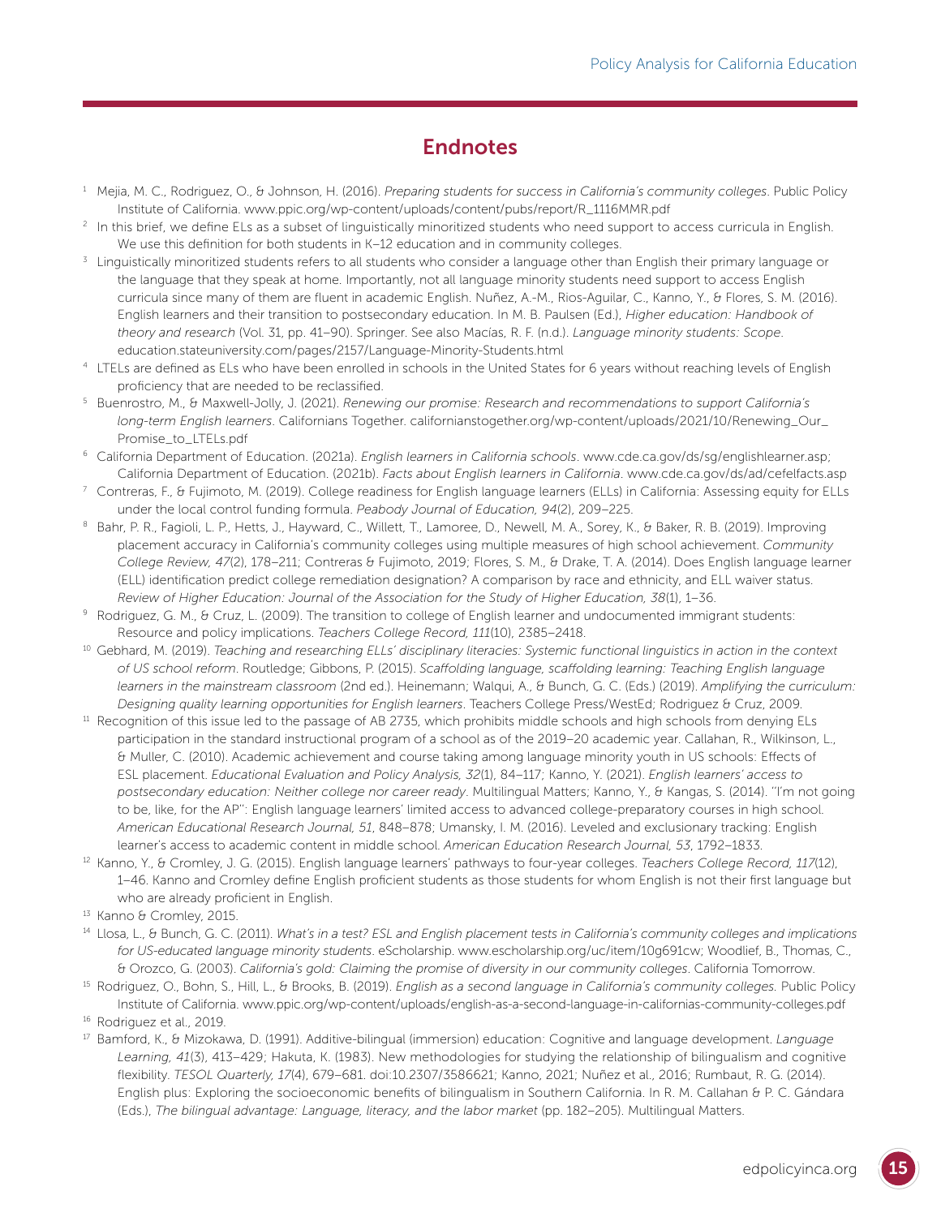## Endnotes

1. Mejia, M. C., Rodriguez, O., & Johnson, H. (2016). *Preparing students for success in California's community colleges*. Public Policy Institute of California. www.ppic.org/wp-content/uploads/content/pubs/report/R_1116MMR.pdf
2. In this brief, we define ELs as a subset of linguistically minoritized students who need support to access curricula in English. We use this definition for both students in K–12 education and in community colleges.
3. Linguistically minoritized students refers to all students who consider a language other than English their primary language or the language that they speak at home. Importantly, not all language minority students need support to access English curricula since many of them are fluent in academic English. Nuñez, A.-M., Rios-Aguilar, C., Kanno, Y., & Flores, S. M. (2016). English learners and their transition to postsecondary education. In M. B. Paulsen (Ed.), *Higher education: Handbook of theory and research* (Vol. 31, pp. 41–90). Springer. See also Macías, R. F. (n.d.). *Language minority students: Scope*. education.stateuniversity.com/pages/2157/Language-Minority-Students.html
4. LTELs are defined as ELs who have been enrolled in schools in the United States for 6 years without reaching levels of English proficiency that are needed to be reclassified.
5. Buenrostro, M., & Maxwell-Jolly, J. (2021). *Renewing our promise: Research and recommendations to support California's long-term English learners*. Californians Together. californianstogether.org/wp-content/uploads/2021/10/Renewing_Our_Promise_to_LTELs.pdf
6. California Department of Education. (2021a). *English learners in California schools*. www.cde.ca.gov/ds/sg/englishlearner.asp; California Department of Education. (2021b). *Facts about English learners in California*. www.cde.ca.gov/ds/ad/cefelfacts.asp
7. Contreras, F., & Fujimoto, M. (2019). College readiness for English language learners (ELLs) in California: Assessing equity for ELLs under the local control funding formula. *Peabody Journal of Education, 94*(2), 209–225.
8. Bahr, P. R., Fagioli, L. P., Hetts, J., Hayward, C., Willett, T., Lamoree, D., Newell, M. A., Sorey, K., & Baker, R. B. (2019). Improving placement accuracy in California's community colleges using multiple measures of high school achievement. *Community College Review, 47*(2), 178–211; Contreras & Fujimoto, 2019; Flores, S. M., & Drake, T. A. (2014). Does English language learner (ELL) identification predict college remediation designation? A comparison by race and ethnicity, and ELL waiver status. *Review of Higher Education: Journal of the Association for the Study of Higher Education, 38*(1), 1–36.
9. Rodriguez, G. M., & Cruz, L. (2009). The transition to college of English learner and undocumented immigrant students: Resource and policy implications. *Teachers College Record, 111*(10), 2385–2418.
10. Gebhard, M. (2019). *Teaching and researching ELLs' disciplinary literacies: Systemic functional linguistics in action in the context of US school reform*. Routledge; Gibbons, P. (2015). *Scaffolding language, scaffolding learning: Teaching English language learners in the mainstream classroom* (2nd ed.). Heinemann; Walqui, A., & Bunch, G. C. (Eds.) (2019). *Amplifying the curriculum: Designing quality learning opportunities for English learners*. Teachers College Press/WestEd; Rodriguez & Cruz, 2009.
11. Recognition of this issue led to the passage of AB 2735, which prohibits middle schools and high schools from denying ELs participation in the standard instructional program of a school as of the 2019–20 academic year. Callahan, R., Wilkinson, L., & Muller, C. (2010). Academic achievement and course taking among language minority youth in US schools: Effects of ESL placement. *Educational Evaluation and Policy Analysis, 32*(1), 84–117; Kanno, Y. (2021). *English learners' access to postsecondary education: Neither college nor career ready*. Multilingual Matters; Kanno, Y., & Kangas, S. (2014). "I'm not going to be, like, for the AP": English language learners' limited access to advanced college-preparatory courses in high school. *American Educational Research Journal, 51*, 848–878; Umansky, I. M. (2016). Leveled and exclusionary tracking: English learner's access to academic content in middle school. *American Education Research Journal, 53*, 1792–1833.
12. Kanno, Y., & Cromley, J. G. (2015). English language learners' pathways to four-year colleges. *Teachers College Record, 117*(12), 1–46. Kanno and Cromley define English proficient students as those students for whom English is not their first language but who are already proficient in English.
13. Kanno & Cromley, 2015.
14. Llosa, L., & Bunch, G. C. (2011). *What's in a test? ESL and English placement tests in California's community colleges and implications for US-educated language minority students*. eScholarship. www.escholarship.org/uc/item/10g691cw; Woodlief, B., Thomas, C., & Orozco, G. (2003). *California's gold: Claiming the promise of diversity in our community colleges*. California Tomorrow.
15. Rodriguez, O., Bohn, S., Hill, L., & Brooks, B. (2019). *English as a second language in California's community colleges.* Public Policy Institute of California. www.ppic.org/wp-content/uploads/english-as-a-second-language-in-californias-community-colleges.pdf
16. Rodriguez et al., 2019.
17. Bamford, K., & Mizokawa, D. (1991). Additive-bilingual (immersion) education: Cognitive and language development. *Language Learning, 41*(3), 413–429; Hakuta, K. (1983). New methodologies for studying the relationship of bilingualism and cognitive flexibility. *TESOL Quarterly, 17*(4), 679–681. doi:10.2307/3586621; Kanno, 2021; Nuñez et al., 2016; Rumbaut, R. G. (2014). English plus: Exploring the socioeconomic benefits of bilingualism in Southern California. In R. M. Callahan & P. C. Gándara (Eds.), *The bilingual advantage: Language, literacy, and the labor market* (pp. 182–205). Multilingual Matters.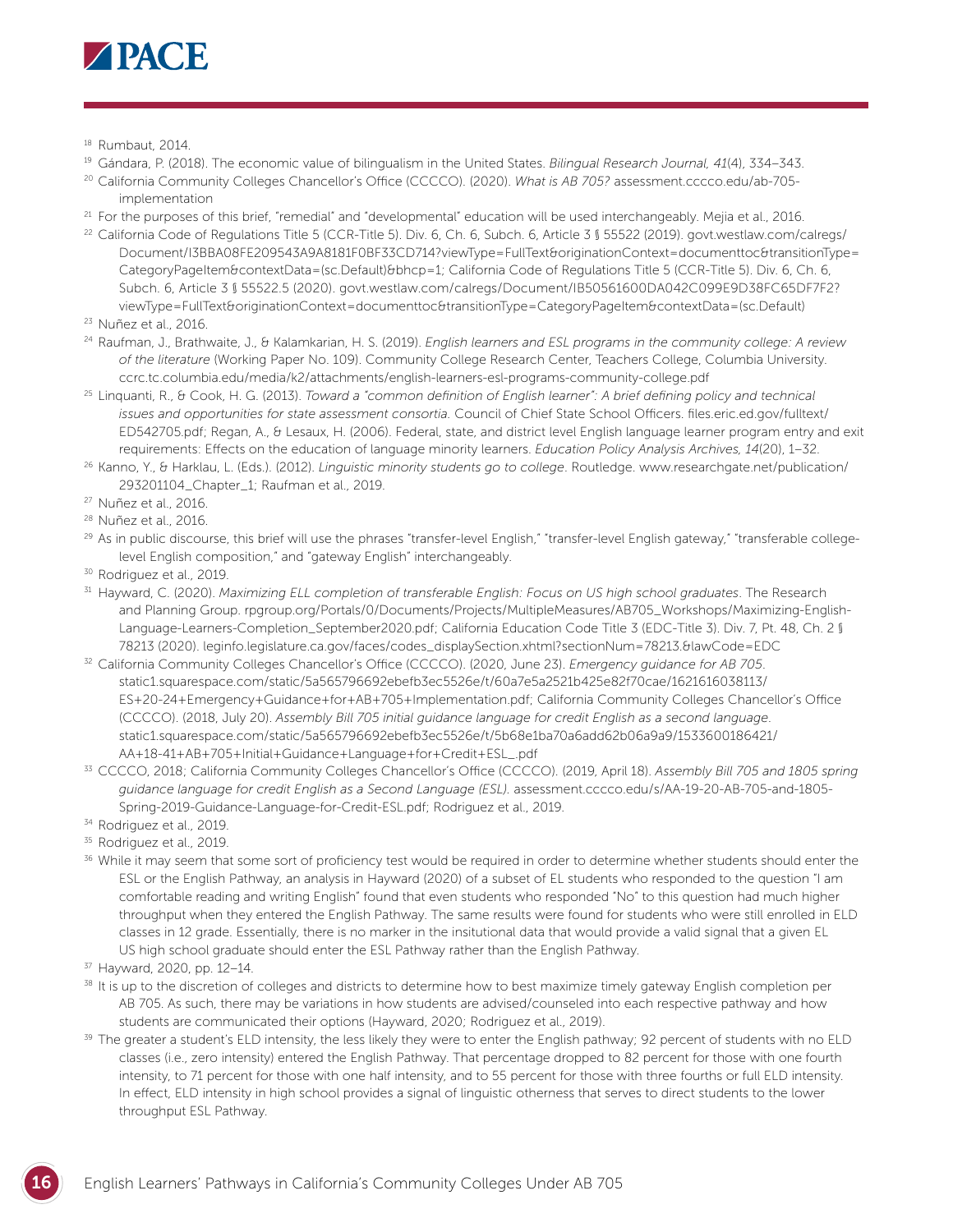[18] Rumbaut, 2014.

[19] Gándara, P. (2018). The economic value of bilingualism in the United States. *Bilingual Research Journal, 41*(4), 334–343.

[20] California Community Colleges Chancellor's Office (CCCCO). (2020). *What is AB 705?* assessment.cccco.edu/ab-705-implementation

[21] For the purposes of this brief, "remedial" and "developmental" education will be used interchangeably. Mejia et al., 2016.

[22] California Code of Regulations Title 5 (CCR-Title 5). Div. 6, Ch. 6, Subch. 6, Article 3 § 55522 (2019). govt.westlaw.com/calregs/Document/I3BBA08FE209543A9A8181F0BF33CD714?viewType=FullText&originationContext=documenttoc&transitionType=CategoryPageItem&contextData=(sc.Default)&bhcp=1; California Code of Regulations Title 5 (CCR-Title 5). Div. 6, Ch. 6, Subch. 6, Article 3 § 55522.5 (2020). govt.westlaw.com/calregs/Document/IB50561600DA042C099E9D38FC65DF7F2?viewType=FullText&originationContext=documenttoc&transitionType=CategoryPageItem&contextData=(sc.Default)

[23] Nuñez et al., 2016.

[24] Raufman, J., Brathwaite, J., & Kalamkarian, H. S. (2019). *English learners and ESL programs in the community college: A review of the literature* (Working Paper No. 109). Community College Research Center, Teachers College, Columbia University. ccrc.tc.columbia.edu/media/k2/attachments/english-learners-esl-programs-community-college.pdf

[25] Linquanti, R., & Cook, H. G. (2013). *Toward a "common definition of English learner": A brief defining policy and technical issues and opportunities for state assessment consortia.* Council of Chief State School Officers. files.eric.ed.gov/fulltext/ED542705.pdf; Regan, A., & Lesaux, H. (2006). Federal, state, and district level English language learner program entry and exit requirements: Effects on the education of language minority learners. *Education Policy Analysis Archives, 14*(20), 1–32.

[26] Kanno, Y., & Harklau, L. (Eds.). (2012). *Linguistic minority students go to college*. Routledge. www.researchgate.net/publication/293201104_Chapter_1; Raufman et al., 2019.

[27] Nuñez et al., 2016.

[28] Nuñez et al., 2016.

[29] As in public discourse, this brief will use the phrases "transfer-level English," "transfer-level English gateway," "transferable college-level English composition," and "gateway English" interchangeably.

[30] Rodriguez et al., 2019.

[31] Hayward, C. (2020). *Maximizing ELL completion of transferable English: Focus on US high school graduates*. The Research and Planning Group. rpgroup.org/Portals/0/Documents/Projects/MultipleMeasures/AB705_Workshops/Maximizing-English-Language-Learners-Completion_September2020.pdf; California Education Code Title 3 (EDC-Title 3). Div. 7, Pt. 48, Ch. 2 § 78213 (2020). leginfo.legislature.ca.gov/faces/codes_displaySection.xhtml?sectionNum=78213.&lawCode=EDC

[32] California Community Colleges Chancellor's Office (CCCCO). (2020, June 23). *Emergency guidance for AB 705*. static1.squarespace.com/static/5a565796692ebefb3ec5526e/t/60a7e5a2521b425e82f70cae/1621616038113/ES+20-24+Emergency+Guidance+for+AB+705+Implementation.pdf; California Community Colleges Chancellor's Office (CCCCO). (2018, July 20). *Assembly Bill 705 initial guidance language for credit English as a second language*. static1.squarespace.com/static/5a565796692ebefb3ec5526e/t/5b68e1ba70a6add62b06a9a9/1533600186421/AA+18-41+AB+705+Initial+Guidance+Language+for+Credit+ESL_.pdf

[33] CCCCO, 2018; California Community Colleges Chancellor's Office (CCCCO). (2019, April 18). *Assembly Bill 705 and 1805 spring guidance language for credit English as a Second Language (ESL).* assessment.cccco.edu/s/AA-19-20-AB-705-and-1805-Spring-2019-Guidance-Language-for-Credit-ESL.pdf; Rodriguez et al., 2019.

[34] Rodriguez et al., 2019.

[35] Rodriguez et al., 2019.

[36] While it may seem that some sort of proficiency test would be required in order to determine whether students should enter the ESL or the English Pathway, an analysis in Hayward (2020) of a subset of EL students who responded to the question "I am comfortable reading and writing English" found that even students who responded "No" to this question had much higher throughput when they entered the English Pathway. The same results were found for students who were still enrolled in ELD classes in 12 grade. Essentially, there is no marker in the insitutional data that would provide a valid signal that a given EL US high school graduate should enter the ESL Pathway rather than the English Pathway.

[37] Hayward, 2020, pp. 12–14.

[38] It is up to the discretion of colleges and districts to determine how to best maximize timely gateway English completion per AB 705. As such, there may be variations in how students are advised/counseled into each respective pathway and how students are communicated their options (Hayward, 2020; Rodriguez et al., 2019).

[39] The greater a student's ELD intensity, the less likely they were to enter the English pathway; 92 percent of students with no ELD classes (i.e., zero intensity) entered the English Pathway. That percentage dropped to 82 percent for those with one fourth intensity, to 71 percent for those with one half intensity, and to 55 percent for those with three fourths or full ELD intensity. In effect, ELD intensity in high school provides a signal of linguistic otherness that serves to direct students to the lower throughput ESL Pathway.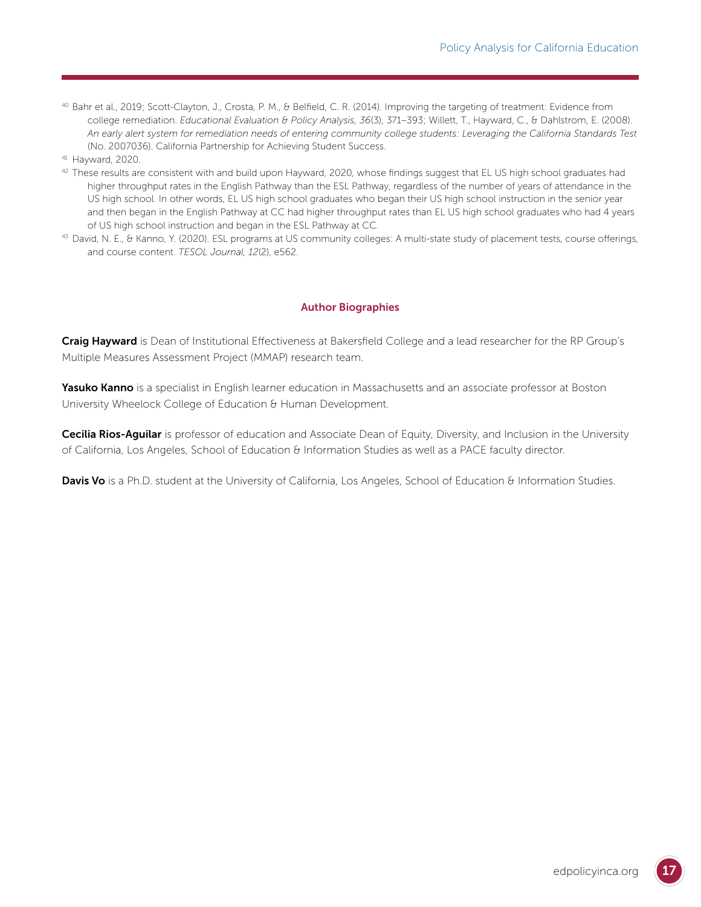[40] Bahr et al., 2019; Scott-Clayton, J., Crosta, P. M., & Belfield, C. R. (2014). Improving the targeting of treatment: Evidence from college remediation. *Educational Evaluation & Policy Analysis, 36*(3), 371–393; Willett, T., Hayward, C., & Dahlstrom, E. (2008). *An early alert system for remediation needs of entering community college students: Leveraging the California Standards Test* (No. 2007036). California Partnership for Achieving Student Success.

[41] Hayward, 2020.

[42] These results are consistent with and build upon Hayward, 2020, whose findings suggest that EL US high school graduates had higher throughput rates in the English Pathway than the ESL Pathway, regardless of the number of years of attendance in the US high school. In other words, EL US high school graduates who began their US high school instruction in the senior year and then began in the English Pathway at CC had higher throughput rates than EL US high school graduates who had 4 years of US high school instruction and began in the ESL Pathway at CC.

[43] David, N. E., & Kanno, Y. (2020). ESL programs at US community colleges: A multi-state study of placement tests, course offerings, and course content. *TESOL Journal, 12*(2), e562.

## Author Biographies

**Craig Hayward** is Dean of Institutional Effectiveness at Bakersfield College and a lead researcher for the RP Group's Multiple Measures Assessment Project (MMAP) research team.

**Yasuko Kanno** is a specialist in English learner education in Massachusetts and an associate professor at Boston University Wheelock College of Education & Human Development.

**Cecilia Rios-Aguilar** is professor of education and Associate Dean of Equity, Diversity, and Inclusion in the University of California, Los Angeles, School of Education & Information Studies as well as a PACE faculty director.

**Davis Vo** is a Ph.D. student at the University of California, Los Angeles, School of Education & Information Studies.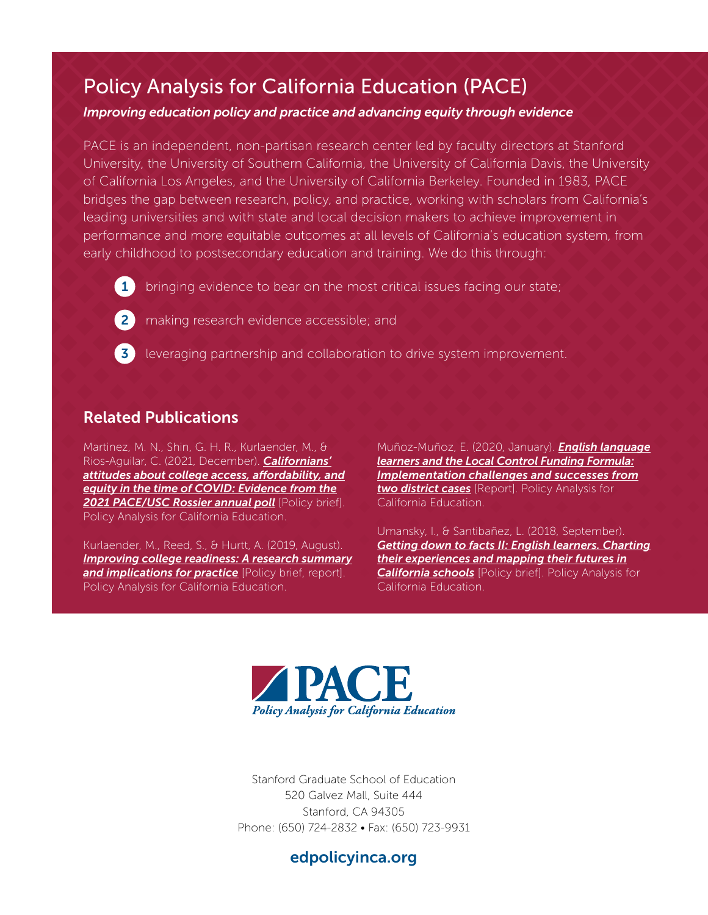# Policy Analysis for California Education (PACE)

*Improving education policy and practice and advancing equity through evidence*

PACE is an independent, non-partisan research center led by faculty directors at Stanford University, the University of Southern California, the University of California Davis, the University of California Los Angeles, and the University of California Berkeley. Founded in 1983, PACE bridges the gap between research, policy, and practice, working with scholars from California's leading universities and with state and local decision makers to achieve improvement in performance and more equitable outcomes at all levels of California's education system, from early childhood to postsecondary education and training. We do this through:

1. bringing evidence to bear on the most critical issues facing our state;
2. making research evidence accessible; and
3. leveraging partnership and collaboration to drive system improvement.

## Related Publications

Martinez, M. N., Shin, G. H. R., Kurlaender, M., & Rios-Aguilar, C. (2021, December). ***Californians' attitudes about college access, affordability, and equity in the time of COVID: Evidence from the 2021 PACE/USC Rossier annual poll*** [Policy brief]. Policy Analysis for California Education.

Kurlaender, M., Reed, S., & Hurtt, A. (2019, August). ***Improving college readiness: A research summary and implications for practice*** [Policy brief, report]. Policy Analysis for California Education.

Muñoz-Muñoz, E. (2020, January). ***English language learners and the Local Control Funding Formula: Implementation challenges and successes from two district cases*** [Report]. Policy Analysis for California Education.

Umansky, I., & Santibañez, L. (2018, September). ***Getting down to facts II: English learners. Charting their experiences and mapping their futures in California schools*** [Policy brief]. Policy Analysis for California Education.

PACE
Policy Analysis for California Education

Stanford Graduate School of Education
520 Galvez Mall, Suite 444
Stanford, CA 94305
Phone: (650) 724-2832 • Fax: (650) 723-9931

edpolicyinca.org